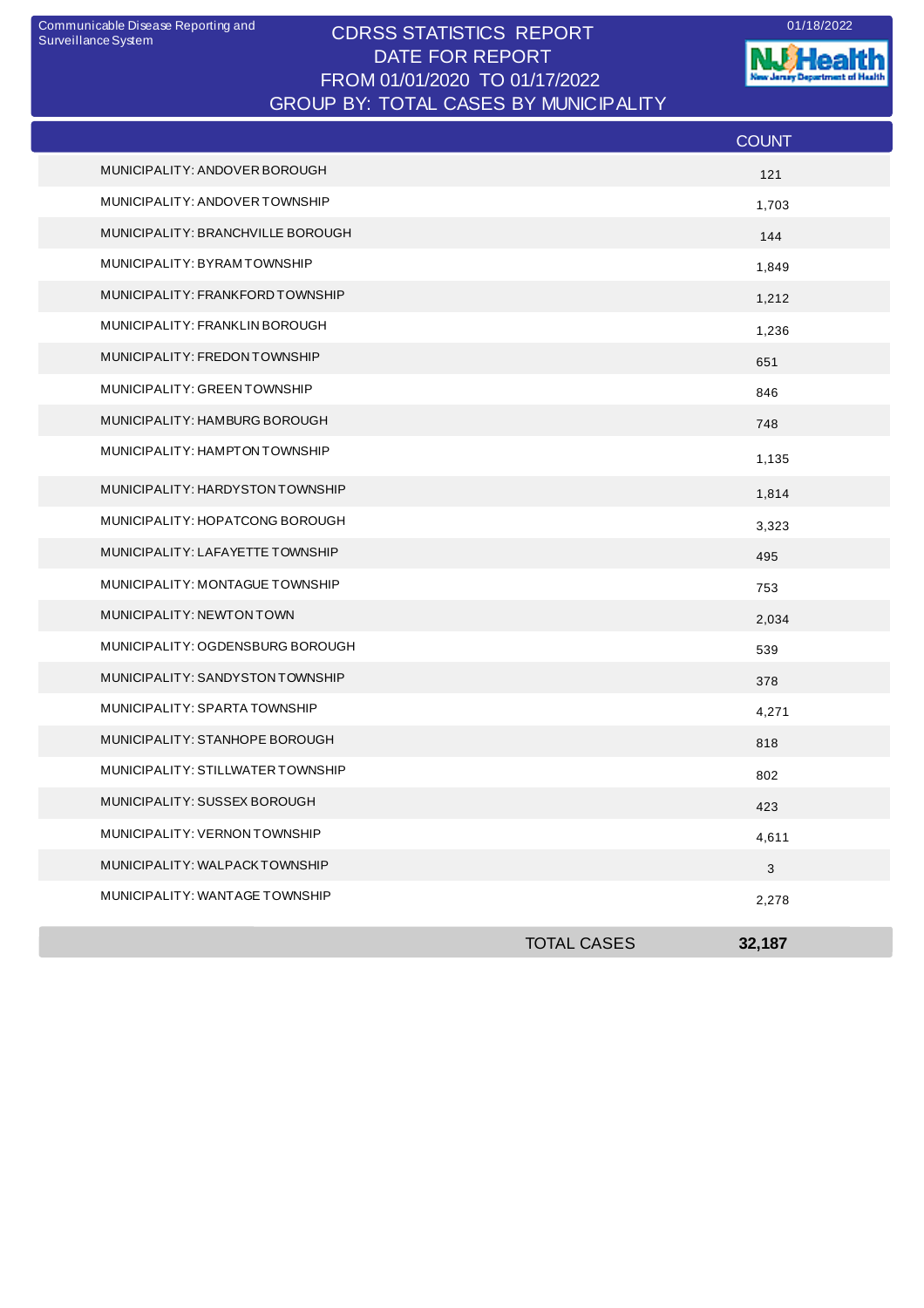Communicable Disease Reporting and Surveillance System

01/18/2022

# CDRSS STATISTICS REPORT
## DATE FOR REPORT
## FROM 01/01/2020 TO 01/17/2022
## GROUP BY: TOTAL CASES BY MUNICIPALITY

| | COUNT |
|---|---|
| MUNICIPALITY: ANDOVER BOROUGH | 121 |
| MUNICIPALITY: ANDOVER TOWNSHIP | 1,703 |
| MUNICIPALITY: BRANCHVILLE BOROUGH | 144 |
| MUNICIPALITY: BYRAM TOWNSHIP | 1,849 |
| MUNICIPALITY: FRANKFORD TOWNSHIP | 1,212 |
| MUNICIPALITY: FRANKLIN BOROUGH | 1,236 |
| MUNICIPALITY: FREDON TOWNSHIP | 651 |
| MUNICIPALITY: GREEN TOWNSHIP | 846 |
| MUNICIPALITY: HAMBURG BOROUGH | 748 |
| MUNICIPALITY: HAMPTON TOWNSHIP | 1,135 |
| MUNICIPALITY: HARDYSTON TOWNSHIP | 1,814 |
| MUNICIPALITY: HOPATCONG BOROUGH | 3,323 |
| MUNICIPALITY: LAFAYETTE TOWNSHIP | 495 |
| MUNICIPALITY: MONTAGUE TOWNSHIP | 753 |
| MUNICIPALITY: NEWTON TOWN | 2,034 |
| MUNICIPALITY: OGDENSBURG BOROUGH | 539 |
| MUNICIPALITY: SANDYSTON TOWNSHIP | 378 |
| MUNICIPALITY: SPARTA TOWNSHIP | 4,271 |
| MUNICIPALITY: STANHOPE BOROUGH | 818 |
| MUNICIPALITY: STILLWATER TOWNSHIP | 802 |
| MUNICIPALITY: SUSSEX BOROUGH | 423 |
| MUNICIPALITY: VERNON TOWNSHIP | 4,611 |
| MUNICIPALITY: WALPACK TOWNSHIP | 3 |
| MUNICIPALITY: WANTAGE TOWNSHIP | 2,278 |
| TOTAL CASES | **32,187** |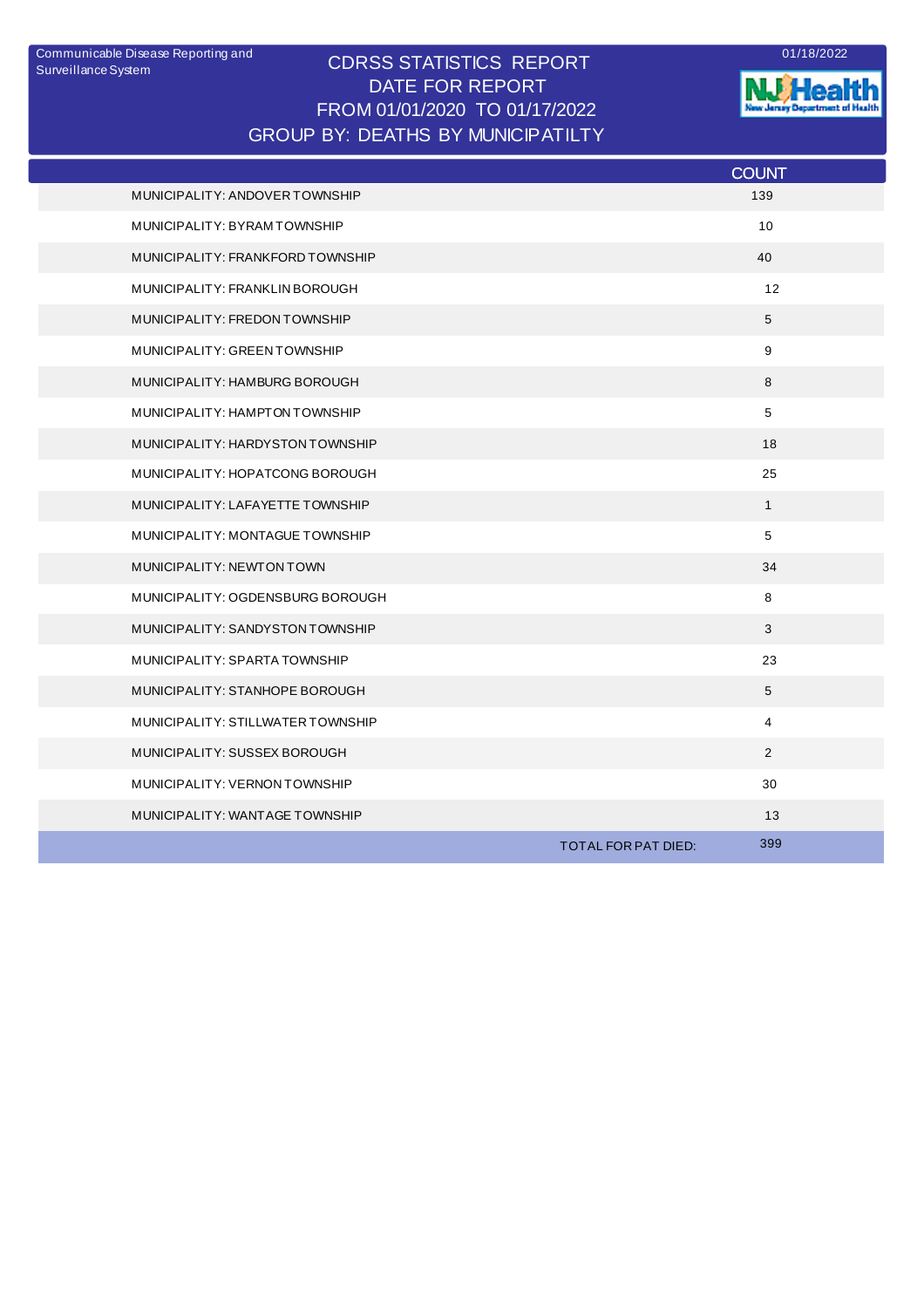Communicable Disease Reporting and Surveillance System

01/18/2022

# CDRSS STATISTICS REPORT
## DATE FOR REPORT
## FROM 01/01/2020 TO 01/17/2022
## GROUP BY: DEATHS BY MUNICIPATILTY

| | COUNT |
|---|---|
| MUNICIPALITY: ANDOVER TOWNSHIP | 139 |
| MUNICIPALITY: BYRAM TOWNSHIP | 10 |
| MUNICIPALITY: FRANKFORD TOWNSHIP | 40 |
| MUNICIPALITY: FRANKLIN BOROUGH | 12 |
| MUNICIPALITY: FREDON TOWNSHIP | 5 |
| MUNICIPALITY: GREEN TOWNSHIP | 9 |
| MUNICIPALITY: HAMBURG BOROUGH | 8 |
| MUNICIPALITY: HAMPTON TOWNSHIP | 5 |
| MUNICIPALITY: HARDYSTON TOWNSHIP | 18 |
| MUNICIPALITY: HOPATCONG BOROUGH | 25 |
| MUNICIPALITY: LAFAYETTE TOWNSHIP | 1 |
| MUNICIPALITY: MONTAGUE TOWNSHIP | 5 |
| MUNICIPALITY: NEWTON TOWN | 34 |
| MUNICIPALITY: OGDENSBURG BOROUGH | 8 |
| MUNICIPALITY: SANDYSTON TOWNSHIP | 3 |
| MUNICIPALITY: SPARTA TOWNSHIP | 23 |
| MUNICIPALITY: STANHOPE BOROUGH | 5 |
| MUNICIPALITY: STILLWATER TOWNSHIP | 4 |
| MUNICIPALITY: SUSSEX BOROUGH | 2 |
| MUNICIPALITY: VERNON TOWNSHIP | 30 |
| MUNICIPALITY: WANTAGE TOWNSHIP | 13 |
| TOTAL FOR PAT DIED: | 399 |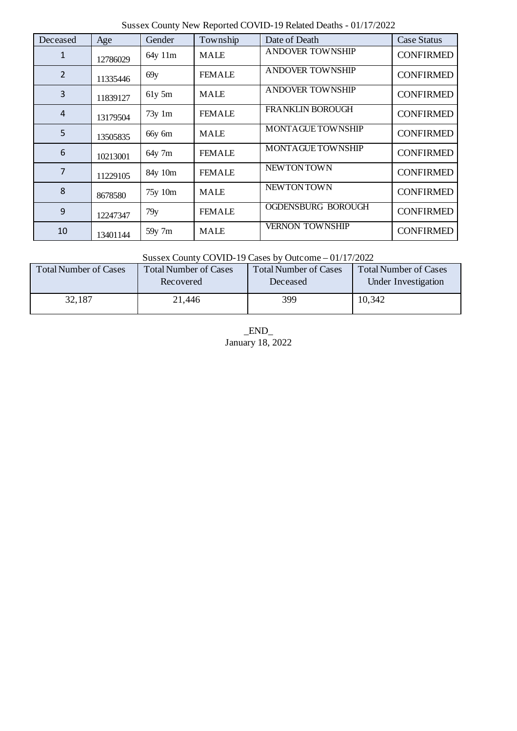Sussex County New Reported COVID-19 Related Deaths - 01/17/2022

| Deceased | Age | Gender | Township | Date of Death | Case Status |
|---|---|---|---|---|---|
| 1 | 12786029 | 64y 11m | MALE | ANDOVER TOWNSHIP | CONFIRMED |
| 2 | 11335446 | 69y | FEMALE | ANDOVER TOWNSHIP | CONFIRMED |
| 3 | 11839127 | 61y 5m | MALE | ANDOVER TOWNSHIP | CONFIRMED |
| 4 | 13179504 | 73y 1m | FEMALE | FRANKLIN BOROUGH | CONFIRMED |
| 5 | 13505835 | 66y 6m | MALE | MONTAGUE TOWNSHIP | CONFIRMED |
| 6 | 10213001 | 64y 7m | FEMALE | MONTAGUE TOWNSHIP | CONFIRMED |
| 7 | 11229105 | 84y 10m | FEMALE | NEWTON TOWN | CONFIRMED |
| 8 | 8678580 | 75y 10m | MALE | NEWTON TOWN | CONFIRMED |
| 9 | 12247347 | 79y | FEMALE | OGDENSBURG BOROUGH | CONFIRMED |
| 10 | 13401144 | 59y 7m | MALE | VERNON TOWNSHIP | CONFIRMED |

Sussex County COVID-19 Cases by Outcome – 01/17/2022

| Total Number of Cases | Total Number of Cases Recovered | Total Number of Cases Deceased | Total Number of Cases Under Investigation |
|---|---|---|---|
| 32,187 | 21,446 | 399 | 10,342 |

_END_

January 18, 2022